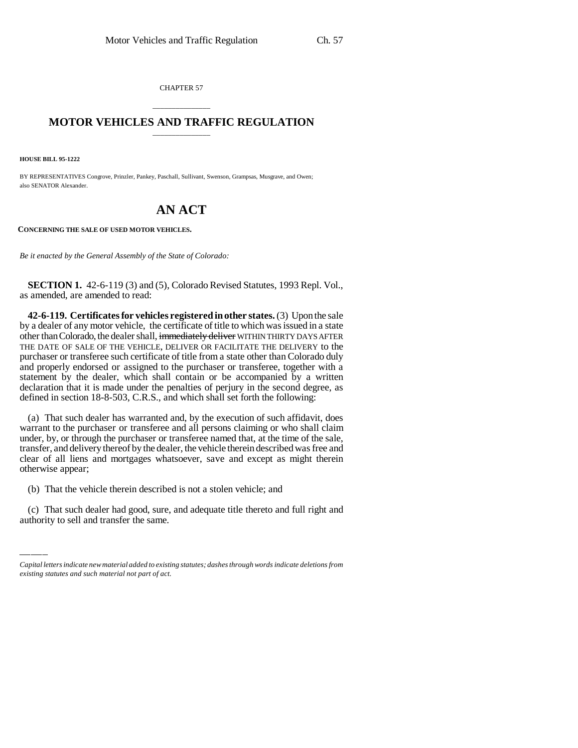CHAPTER 57

# MOTOR VEHICLES AND TRAFFIC REGULATION

**HOUSE BILL 95-1222**

BY REPRESENTATIVES Congrove, Prinzler, Pankey, Paschall, Sullivant, Swenson, Grampsas, Musgrave, and Owen; also SENATOR Alexander.

# AN ACT

**CONCERNING THE SALE OF USED MOTOR VEHICLES.**

*Be it enacted by the General Assembly of the State of Colorado:*

**SECTION 1.** 42-6-119 (3) and (5), Colorado Revised Statutes, 1993 Repl. Vol., as amended, are amended to read:

**42-6-119. Certificates for vehicles registered in other states.** (3) Upon the sale by a dealer of any motor vehicle, the certificate of title to which was issued in a state other than Colorado, the dealer shall, ~~immediately deliver~~ WITHIN THIRTY DAYS AFTER THE DATE OF SALE OF THE VEHICLE, DELIVER OR FACILITATE THE DELIVERY to the purchaser or transferee such certificate of title from a state other than Colorado duly and properly endorsed or assigned to the purchaser or transferee, together with a statement by the dealer, which shall contain or be accompanied by a written declaration that it is made under the penalties of perjury in the second degree, as defined in section 18-8-503, C.R.S., and which shall set forth the following:

(a) That such dealer has warranted and, by the execution of such affidavit, does warrant to the purchaser or transferee and all persons claiming or who shall claim under, by, or through the purchaser or transferee named that, at the time of the sale, transfer, and delivery thereof by the dealer, the vehicle therein described was free and clear of all liens and mortgages whatsoever, save and except as might therein otherwise appear;

(b) That the vehicle therein described is not a stolen vehicle; and

(c) That such dealer had good, sure, and adequate title thereto and full right and authority to sell and transfer the same.

*Capital letters indicate new material added to existing statutes; dashes through words indicate deletions from existing statutes and such material not part of act.*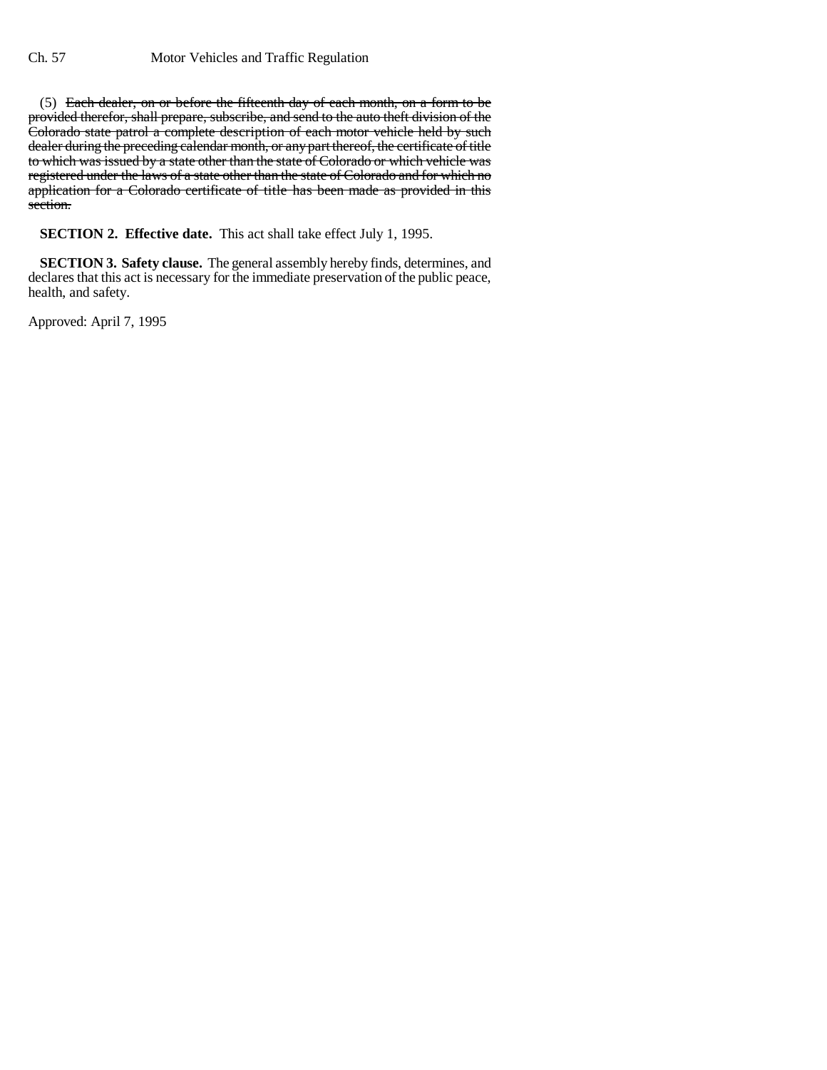(5) ~~Each dealer, on or before the fifteenth day of each month, on a form to be provided therefor, shall prepare, subscribe, and send to the auto theft division of the Colorado state patrol a complete description of each motor vehicle held by such dealer during the preceding calendar month, or any part thereof, the certificate of title to which was issued by a state other than the state of Colorado or which vehicle was registered under the laws of a state other than the state of Colorado and for which no application for a Colorado certificate of title has been made as provided in this section.~~

**SECTION 2. Effective date.** This act shall take effect July 1, 1995.

**SECTION 3. Safety clause.** The general assembly hereby finds, determines, and declares that this act is necessary for the immediate preservation of the public peace, health, and safety.

Approved: April 7, 1995